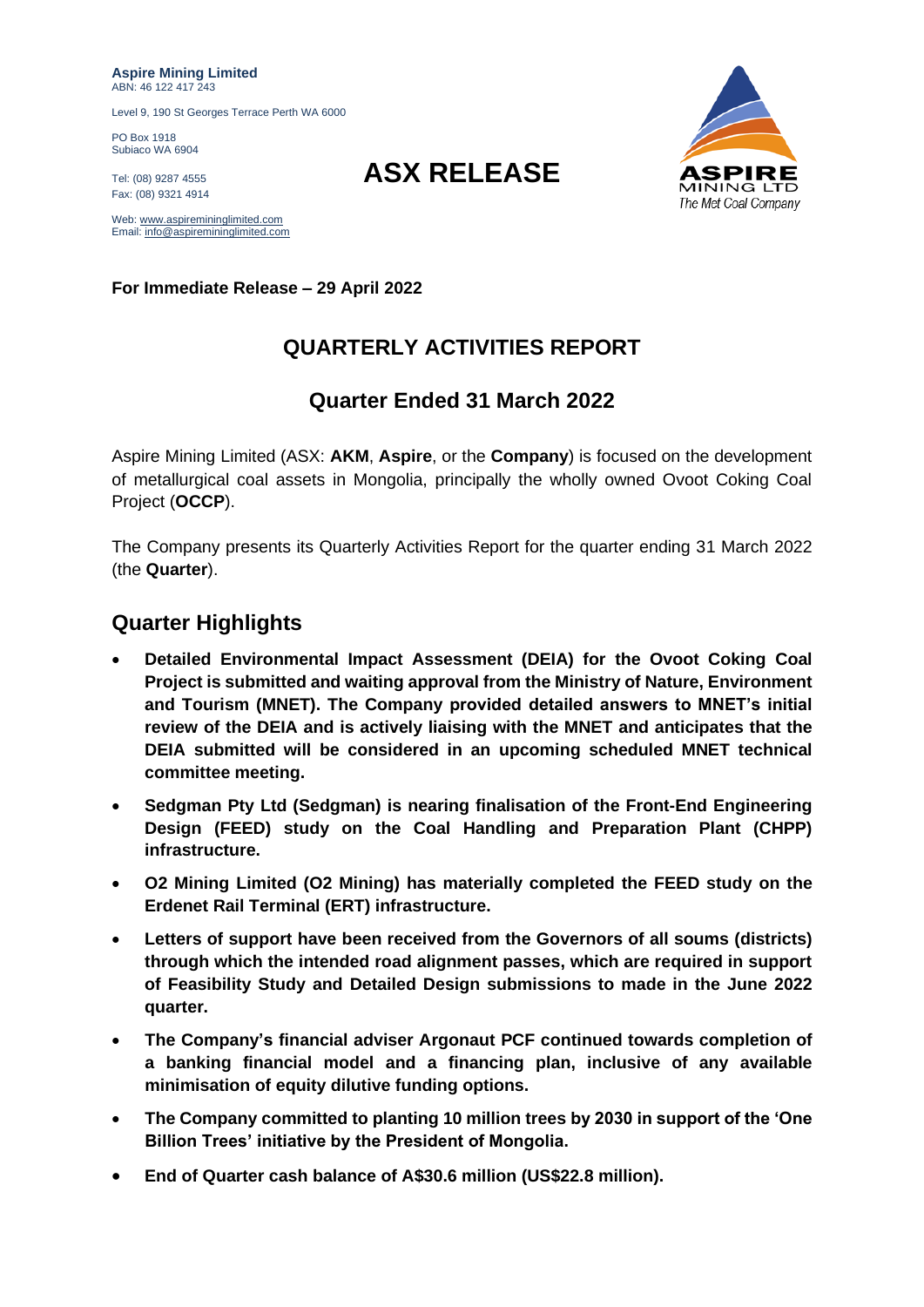**Aspire Mining Limited**
ABN: 46 122 417 243

Level 9, 190 St Georges Terrace Perth WA 6000

PO Box 1918
Subiaco WA 6904

Tel: (08) 9287 4555
Fax: (08) 9321 4914

Web: www.aspiremininglimited.com
Email: info@aspiremininglimited.com

# ASX RELEASE

ASPIRE MINING LTD
*The Met Coal Company*

**For Immediate Release – 29 April 2022**

## QUARTERLY ACTIVITIES REPORT

## Quarter Ended 31 March 2022

Aspire Mining Limited (ASX: **AKM**, **Aspire**, or the **Company**) is focused on the development of metallurgical coal assets in Mongolia, principally the wholly owned Ovoot Coking Coal Project (**OCCP**).

The Company presents its Quarterly Activities Report for the quarter ending 31 March 2022 (the **Quarter**).

## Quarter Highlights

- **Detailed Environmental Impact Assessment (DEIA) for the Ovoot Coking Coal Project is submitted and waiting approval from the Ministry of Nature, Environment and Tourism (MNET). The Company provided detailed answers to MNET's initial review of the DEIA and is actively liaising with the MNET and anticipates that the DEIA submitted will be considered in an upcoming scheduled MNET technical committee meeting.**
- **Sedgman Pty Ltd (Sedgman) is nearing finalisation of the Front-End Engineering Design (FEED) study on the Coal Handling and Preparation Plant (CHPP) infrastructure.**
- **O2 Mining Limited (O2 Mining) has materially completed the FEED study on the Erdenet Rail Terminal (ERT) infrastructure.**
- **Letters of support have been received from the Governors of all soums (districts) through which the intended road alignment passes, which are required in support of Feasibility Study and Detailed Design submissions to made in the June 2022 quarter.**
- **The Company's financial adviser Argonaut PCF continued towards completion of a banking financial model and a financing plan, inclusive of any available minimisation of equity dilutive funding options.**
- **The Company committed to planting 10 million trees by 2030 in support of the 'One Billion Trees' initiative by the President of Mongolia.**
- **End of Quarter cash balance of A$30.6 million (US$22.8 million).**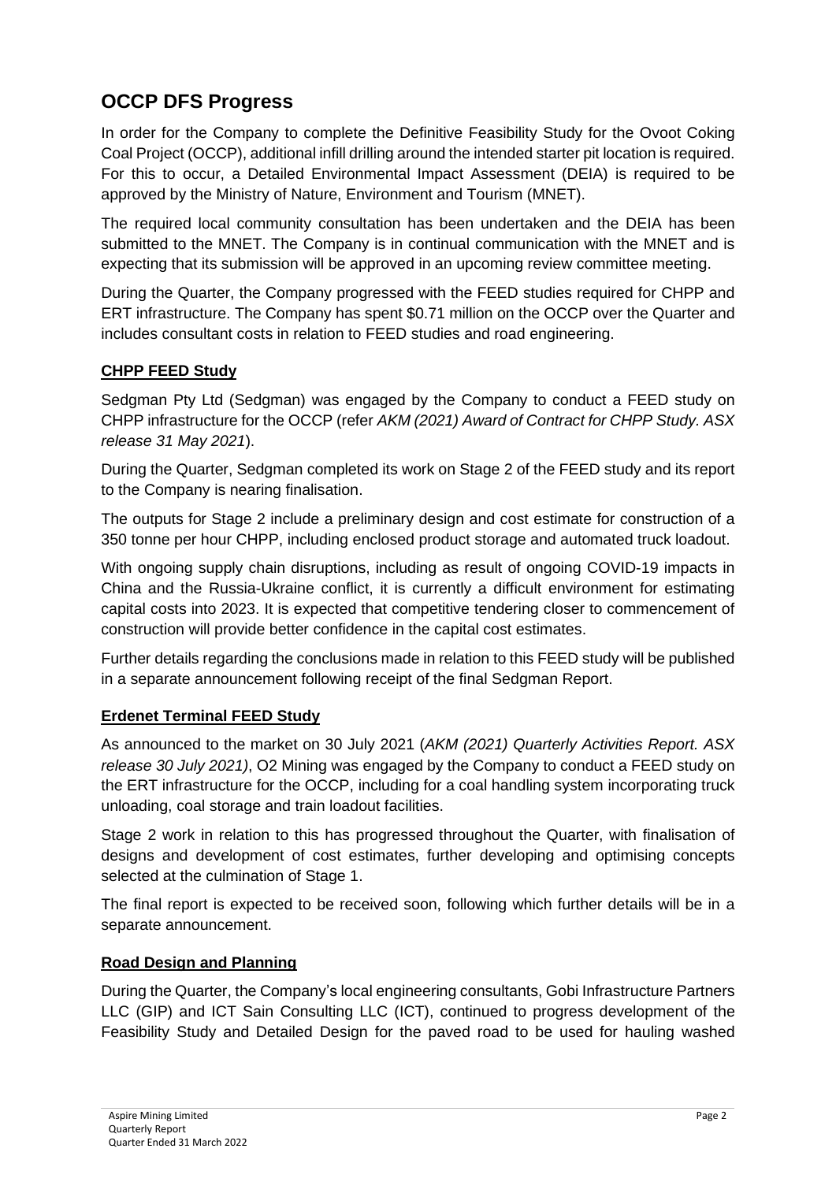## OCCP DFS Progress

In order for the Company to complete the Definitive Feasibility Study for the Ovoot Coking Coal Project (OCCP), additional infill drilling around the intended starter pit location is required. For this to occur, a Detailed Environmental Impact Assessment (DEIA) is required to be approved by the Ministry of Nature, Environment and Tourism (MNET).

The required local community consultation has been undertaken and the DEIA has been submitted to the MNET. The Company is in continual communication with the MNET and is expecting that its submission will be approved in an upcoming review committee meeting.

During the Quarter, the Company progressed with the FEED studies required for CHPP and ERT infrastructure. The Company has spent $0.71 million on the OCCP over the Quarter and includes consultant costs in relation to FEED studies and road engineering.

### CHPP FEED Study

Sedgman Pty Ltd (Sedgman) was engaged by the Company to conduct a FEED study on CHPP infrastructure for the OCCP (refer *AKM (2021) Award of Contract for CHPP Study. ASX release 31 May 2021*).

During the Quarter, Sedgman completed its work on Stage 2 of the FEED study and its report to the Company is nearing finalisation.

The outputs for Stage 2 include a preliminary design and cost estimate for construction of a 350 tonne per hour CHPP, including enclosed product storage and automated truck loadout.

With ongoing supply chain disruptions, including as result of ongoing COVID-19 impacts in China and the Russia-Ukraine conflict, it is currently a difficult environment for estimating capital costs into 2023. It is expected that competitive tendering closer to commencement of construction will provide better confidence in the capital cost estimates.

Further details regarding the conclusions made in relation to this FEED study will be published in a separate announcement following receipt of the final Sedgman Report.

### Erdenet Terminal FEED Study

As announced to the market on 30 July 2021 (*AKM (2021) Quarterly Activities Report. ASX release 30 July 2021)*, O2 Mining was engaged by the Company to conduct a FEED study on the ERT infrastructure for the OCCP, including for a coal handling system incorporating truck unloading, coal storage and train loadout facilities.

Stage 2 work in relation to this has progressed throughout the Quarter, with finalisation of designs and development of cost estimates, further developing and optimising concepts selected at the culmination of Stage 1.

The final report is expected to be received soon, following which further details will be in a separate announcement.

### Road Design and Planning

During the Quarter, the Company's local engineering consultants, Gobi Infrastructure Partners LLC (GIP) and ICT Sain Consulting LLC (ICT), continued to progress development of the Feasibility Study and Detailed Design for the paved road to be used for hauling washed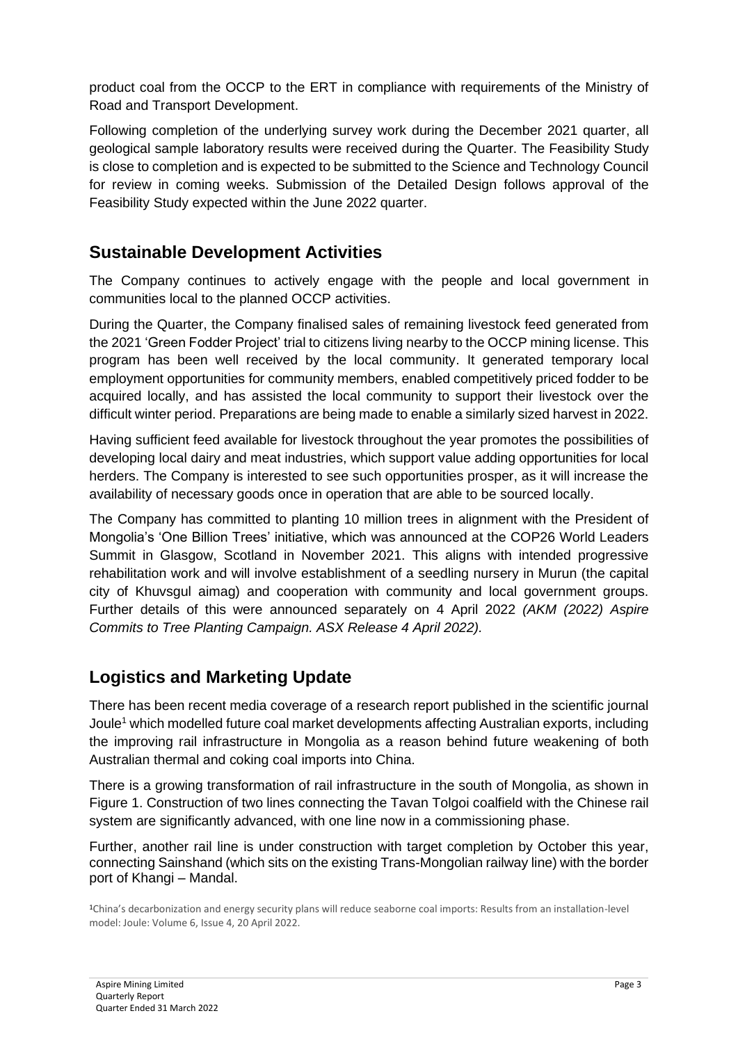product coal from the OCCP to the ERT in compliance with requirements of the Ministry of Road and Transport Development.

Following completion of the underlying survey work during the December 2021 quarter, all geological sample laboratory results were received during the Quarter. The Feasibility Study is close to completion and is expected to be submitted to the Science and Technology Council for review in coming weeks. Submission of the Detailed Design follows approval of the Feasibility Study expected within the June 2022 quarter.

## Sustainable Development Activities

The Company continues to actively engage with the people and local government in communities local to the planned OCCP activities.

During the Quarter, the Company finalised sales of remaining livestock feed generated from the 2021 'Green Fodder Project' trial to citizens living nearby to the OCCP mining license. This program has been well received by the local community. It generated temporary local employment opportunities for community members, enabled competitively priced fodder to be acquired locally, and has assisted the local community to support their livestock over the difficult winter period. Preparations are being made to enable a similarly sized harvest in 2022.

Having sufficient feed available for livestock throughout the year promotes the possibilities of developing local dairy and meat industries, which support value adding opportunities for local herders. The Company is interested to see such opportunities prosper, as it will increase the availability of necessary goods once in operation that are able to be sourced locally.

The Company has committed to planting 10 million trees in alignment with the President of Mongolia's 'One Billion Trees' initiative, which was announced at the COP26 World Leaders Summit in Glasgow, Scotland in November 2021. This aligns with intended progressive rehabilitation work and will involve establishment of a seedling nursery in Murun (the capital city of Khuvsgul aimag) and cooperation with community and local government groups. Further details of this were announced separately on 4 April 2022 *(AKM (2022) Aspire Commits to Tree Planting Campaign. ASX Release 4 April 2022).*

## Logistics and Marketing Update

There has been recent media coverage of a research report published in the scientific journal Joule[1] which modelled future coal market developments affecting Australian exports, including the improving rail infrastructure in Mongolia as a reason behind future weakening of both Australian thermal and coking coal imports into China.

There is a growing transformation of rail infrastructure in the south of Mongolia, as shown in Figure 1. Construction of two lines connecting the Tavan Tolgoi coalfield with the Chinese rail system are significantly advanced, with one line now in a commissioning phase.

Further, another rail line is under construction with target completion by October this year, connecting Sainshand (which sits on the existing Trans-Mongolian railway line) with the border port of Khangi – Mandal.

[1] China's decarbonization and energy security plans will reduce seaborne coal imports: Results from an installation-level model: Joule: Volume 6, Issue 4, 20 April 2022.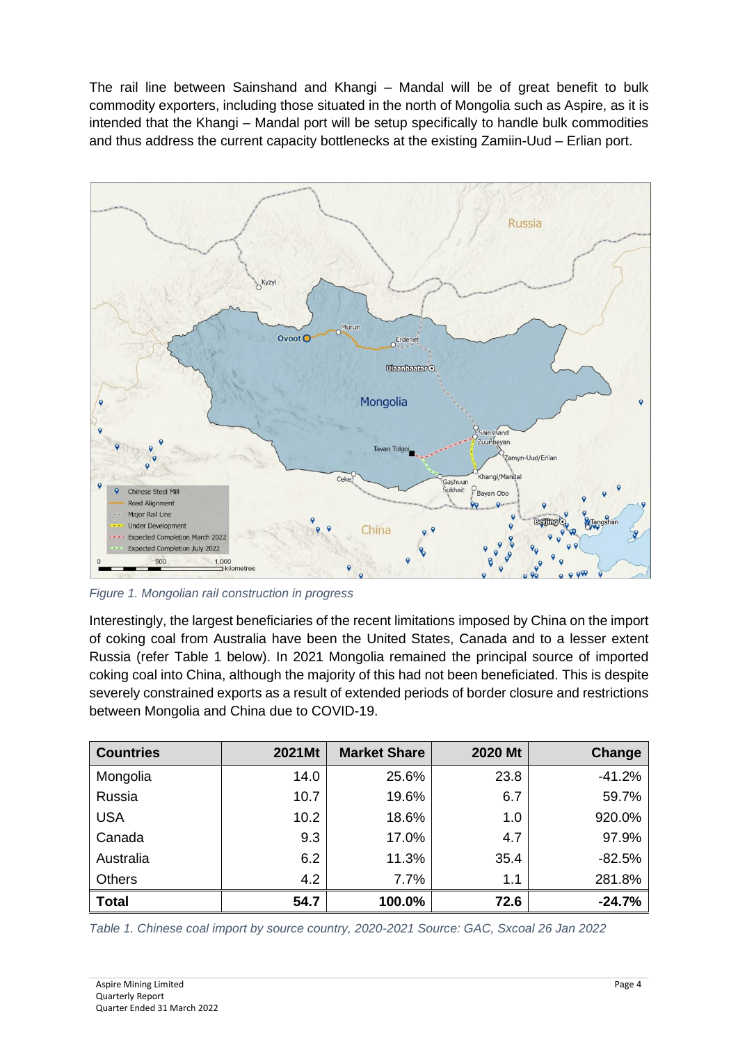The rail line between Sainshand and Khangi – Mandal will be of great benefit to bulk commodity exporters, including those situated in the north of Mongolia such as Aspire, as it is intended that the Khangi – Mandal port will be setup specifically to handle bulk commodities and thus address the current capacity bottlenecks at the existing Zamiin-Uud – Erlian port.

*Figure 1. Mongolian rail construction in progress*

Interestingly, the largest beneficiaries of the recent limitations imposed by China on the import of coking coal from Australia have been the United States, Canada and to a lesser extent Russia (refer Table 1 below). In 2021 Mongolia remained the principal source of imported coking coal into China, although the majority of this had not been beneficiated. This is despite severely constrained exports as a result of extended periods of border closure and restrictions between Mongolia and China due to COVID-19.

| Countries | 2021Mt | Market Share | 2020 Mt | Change |
|---|---|---|---|---|
| Mongolia | 14.0 | 25.6% | 23.8 | -41.2% |
| Russia | 10.7 | 19.6% | 6.7 | 59.7% |
| USA | 10.2 | 18.6% | 1.0 | 920.0% |
| Canada | 9.3 | 17.0% | 4.7 | 97.9% |
| Australia | 6.2 | 11.3% | 35.4 | -82.5% |
| Others | 4.2 | 7.7% | 1.1 | 281.8% |
| **Total** | **54.7** | **100.0%** | **72.6** | **-24.7%** |

*Table 1. Chinese coal import by source country, 2020-2021 Source: GAC, Sxcoal 26 Jan 2022*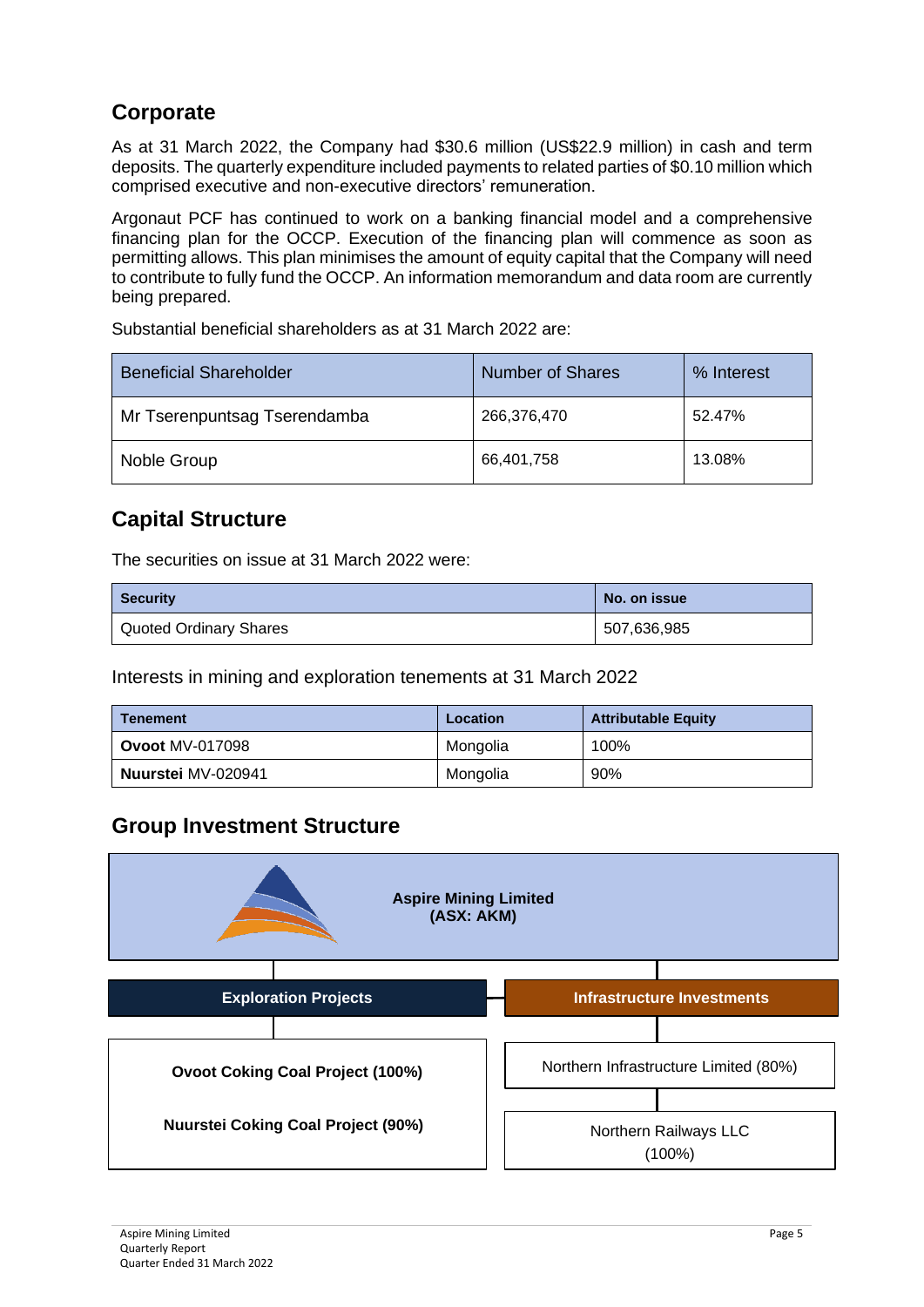## Corporate

As at 31 March 2022, the Company had $30.6 million (US$22.9 million) in cash and term deposits. The quarterly expenditure included payments to related parties of $0.10 million which comprised executive and non-executive directors' remuneration.

Argonaut PCF has continued to work on a banking financial model and a comprehensive financing plan for the OCCP. Execution of the financing plan will commence as soon as permitting allows. This plan minimises the amount of equity capital that the Company will need to contribute to fully fund the OCCP. An information memorandum and data room are currently being prepared.

Substantial beneficial shareholders as at 31 March 2022 are:

| Beneficial Shareholder | Number of Shares | % Interest |
|---|---|---|
| Mr Tserenpuntsag Tserendamba | 266,376,470 | 52.47% |
| Noble Group | 66,401,758 | 13.08% |

## Capital Structure

The securities on issue at 31 March 2022 were:

| Security | No. on issue |
|---|---|
| Quoted Ordinary Shares | 507,636,985 |

Interests in mining and exploration tenements at 31 March 2022

| Tenement | Location | Attributable Equity |
|---|---|---|
| **Ovoot** MV-017098 | Mongolia | 100% |
| **Nuurstei** MV-020941 | Mongolia | 90% |

## Group Investment Structure

**Aspire Mining Limited (ASX: AKM)**

- **Exploration Projects**
  - **Ovoot Coking Coal Project (100%)**
  - **Nuurstei Coking Coal Project (90%)**
- **Infrastructure Investments**
  - Northern Infrastructure Limited (80%)
    - Northern Railways LLC (100%)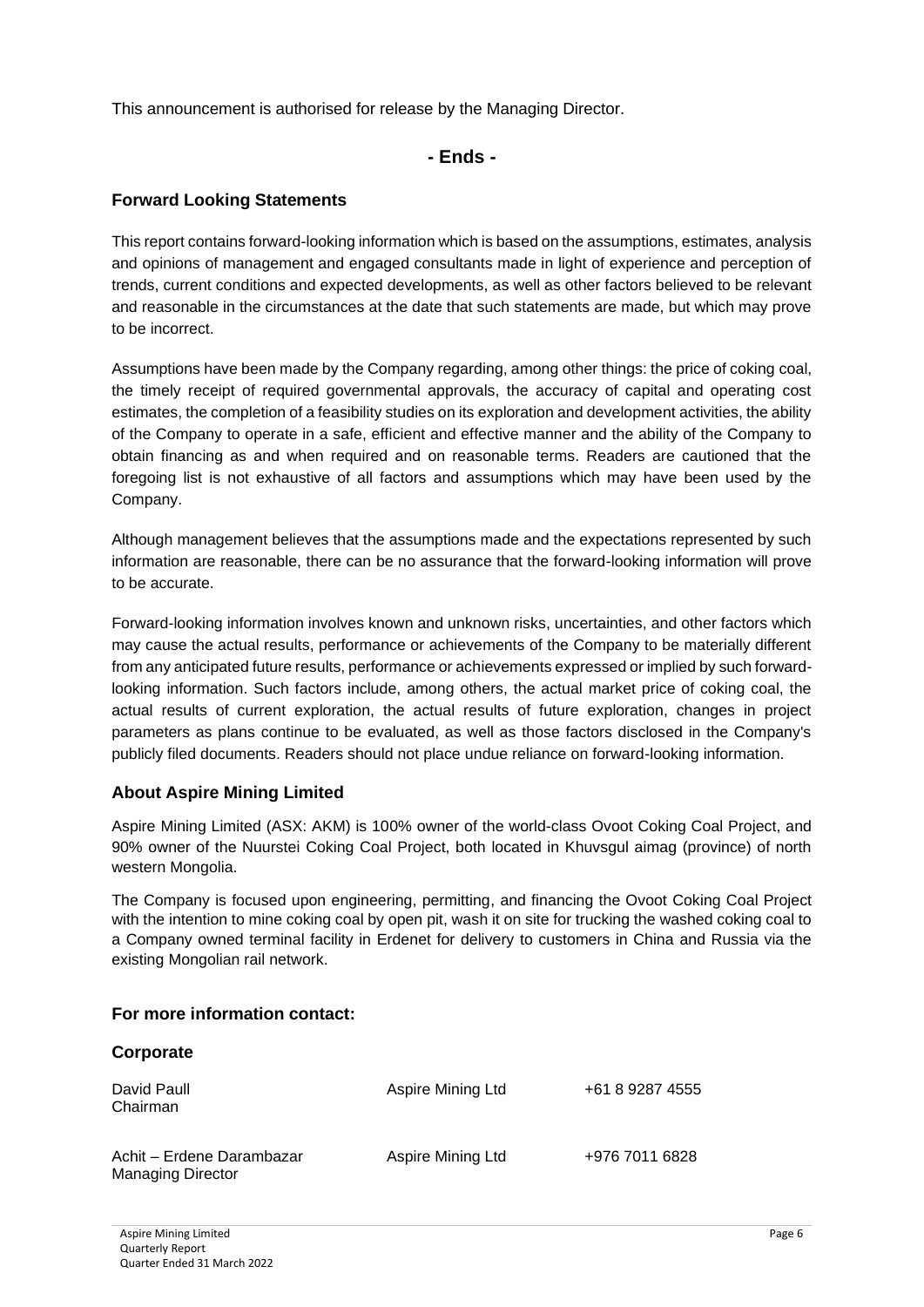This announcement is authorised for release by the Managing Director.

**- Ends -**

## Forward Looking Statements

This report contains forward-looking information which is based on the assumptions, estimates, analysis and opinions of management and engaged consultants made in light of experience and perception of trends, current conditions and expected developments, as well as other factors believed to be relevant and reasonable in the circumstances at the date that such statements are made, but which may prove to be incorrect.

Assumptions have been made by the Company regarding, among other things: the price of coking coal, the timely receipt of required governmental approvals, the accuracy of capital and operating cost estimates, the completion of a feasibility studies on its exploration and development activities, the ability of the Company to operate in a safe, efficient and effective manner and the ability of the Company to obtain financing as and when required and on reasonable terms. Readers are cautioned that the foregoing list is not exhaustive of all factors and assumptions which may have been used by the Company.

Although management believes that the assumptions made and the expectations represented by such information are reasonable, there can be no assurance that the forward-looking information will prove to be accurate.

Forward-looking information involves known and unknown risks, uncertainties, and other factors which may cause the actual results, performance or achievements of the Company to be materially different from any anticipated future results, performance or achievements expressed or implied by such forward-looking information. Such factors include, among others, the actual market price of coking coal, the actual results of current exploration, the actual results of future exploration, changes in project parameters as plans continue to be evaluated, as well as those factors disclosed in the Company's publicly filed documents. Readers should not place undue reliance on forward-looking information.

## About Aspire Mining Limited

Aspire Mining Limited (ASX: AKM) is 100% owner of the world-class Ovoot Coking Coal Project, and 90% owner of the Nuurstei Coking Coal Project, both located in Khuvsgul aimag (province) of north western Mongolia.

The Company is focused upon engineering, permitting, and financing the Ovoot Coking Coal Project with the intention to mine coking coal by open pit, wash it on site for trucking the washed coking coal to a Company owned terminal facility in Erdenet for delivery to customers in China and Russia via the existing Mongolian rail network.

## For more information contact:

### Corporate

| | | |
|---|---|---|
| David Paull<br>Chairman | Aspire Mining Ltd | +61 8 9287 4555 |
| Achit – Erdene Darambazar<br>Managing Director | Aspire Mining Ltd | +976 7011 6828 |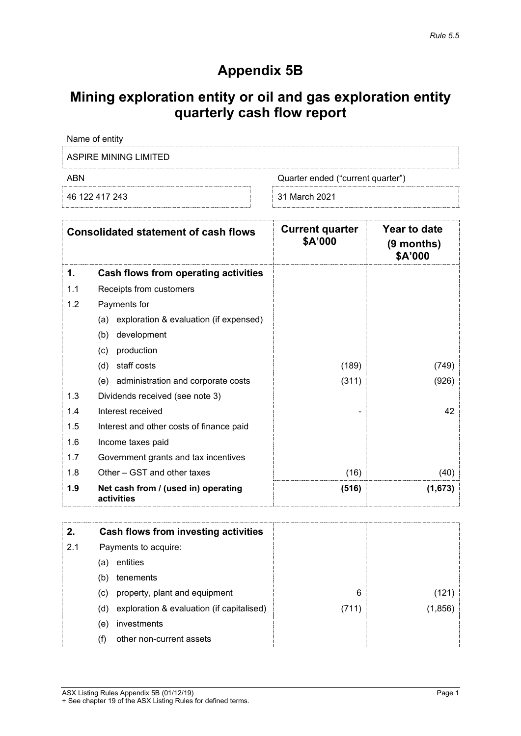*Rule 5.5*

# Appendix 5B

## Mining exploration entity or oil and gas exploration entity quarterly cash flow report

| Name of entity | |
|---|---|
| ASPIRE MINING LIMITED | |
| **ABN** | **Quarter ended ("current quarter")** |
| 46 122 417 243 | 31 March 2021 |

| | Consolidated statement of cash flows | Current quarter $A'000 | Year to date (9 months) $A'000 |
|---|---|---|---|
| **1.** | **Cash flows from operating activities** | | |
| 1.1 | Receipts from customers | | |
| 1.2 | Payments for | | |
| | (a) exploration & evaluation (if expensed) | | |
| | (b) development | | |
| | (c) production | | |
| | (d) staff costs | (189) | (749) |
| | (e) administration and corporate costs | (311) | (926) |
| 1.3 | Dividends received (see note 3) | | |
| 1.4 | Interest received | - | 42 |
| 1.5 | Interest and other costs of finance paid | | |
| 1.6 | Income taxes paid | | |
| 1.7 | Government grants and tax incentives | | |
| 1.8 | Other – GST and other taxes | (16) | (40) |
| **1.9** | **Net cash from / (used in) operating activities** | **(516)** | **(1,673)** |

| | | | |
|---|---|---|---|
| **2.** | **Cash flows from investing activities** | | |
| 2.1 | Payments to acquire: | | |
| | (a) entities | | |
| | (b) tenements | | |
| | (c) property, plant and equipment | 6 | (121) |
| | (d) exploration & evaluation (if capitalised) | (711) | (1,856) |
| | (e) investments | | |
| | (f) other non-current assets | | |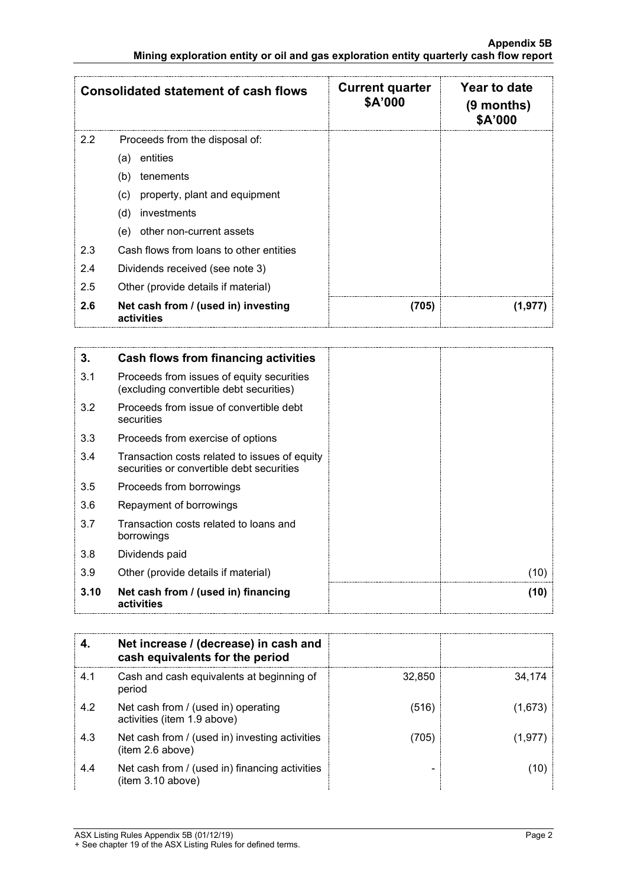| Consolidated statement of cash flows | | Current quarter $A'000 | Year to date (9 months) $A'000 |
|---|---|---|---|
| 2.2 | Proceeds from the disposal of: | | |
| | (a) entities | | |
| | (b) tenements | | |
| | (c) property, plant and equipment | | |
| | (d) investments | | |
| | (e) other non-current assets | | |
| 2.3 | Cash flows from loans to other entities | | |
| 2.4 | Dividends received (see note 3) | | |
| 2.5 | Other (provide details if material) | | |
| **2.6** | **Net cash from / (used in) investing activities** | **(705)** | **(1,977)** |

| **3.** | **Cash flows from financing activities** | | |
|---|---|---|---|
| 3.1 | Proceeds from issues of equity securities (excluding convertible debt securities) | | |
| 3.2 | Proceeds from issue of convertible debt securities | | |
| 3.3 | Proceeds from exercise of options | | |
| 3.4 | Transaction costs related to issues of equity securities or convertible debt securities | | |
| 3.5 | Proceeds from borrowings | | |
| 3.6 | Repayment of borrowings | | |
| 3.7 | Transaction costs related to loans and borrowings | | |
| 3.8 | Dividends paid | | |
| 3.9 | Other (provide details if material) | | (10) |
| **3.10** | **Net cash from / (used in) financing activities** | | **(10)** |

| **4.** | **Net increase / (decrease) in cash and cash equivalents for the period** | | |
|---|---|---|---|
| 4.1 | Cash and cash equivalents at beginning of period | 32,850 | 34,174 |
| 4.2 | Net cash from / (used in) operating activities (item 1.9 above) | (516) | (1,673) |
| 4.3 | Net cash from / (used in) investing activities (item 2.6 above) | (705) | (1,977) |
| 4.4 | Net cash from / (used in) financing activities (item 3.10 above) | - | (10) |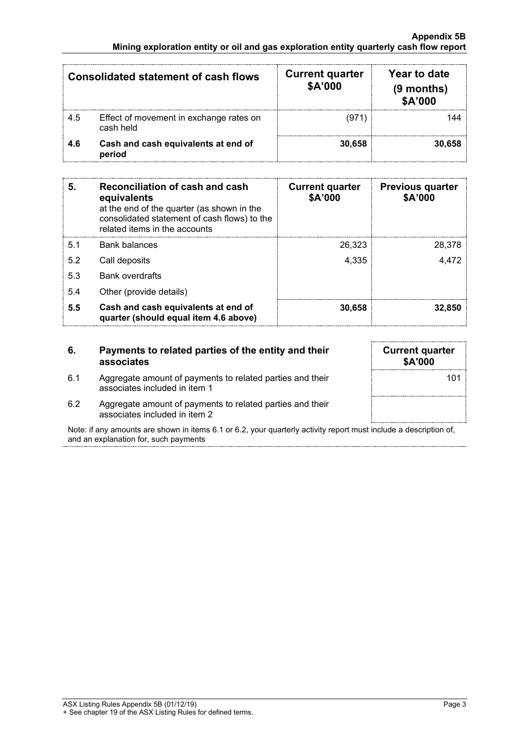| | Consolidated statement of cash flows | Current quarter $A'000 | Year to date (9 months) $A'000 |
|---|---|---|---|
| 4.5 | Effect of movement in exchange rates on cash held | (971) | 144 |
| **4.6** | **Cash and cash equivalents at end of period** | **30,658** | **30,658** |

| 5. | **Reconciliation of cash and cash equivalents** at the end of the quarter (as shown in the consolidated statement of cash flows) to the related items in the accounts | Current quarter $A'000 | Previous quarter $A'000 |
|---|---|---|---|
| 5.1 | Bank balances | 26,323 | 28,378 |
| 5.2 | Call deposits | 4,335 | 4,472 |
| 5.3 | Bank overdrafts | | |
| 5.4 | Other (provide details) | | |
| **5.5** | **Cash and cash equivalents at end of quarter (should equal item 4.6 above)** | **30,658** | **32,850** |

| 6. | **Payments to related parties of the entity and their associates** | **Current quarter $A'000** |
|---|---|---|
| 6.1 | Aggregate amount of payments to related parties and their associates included in item 1 | 101 |
| 6.2 | Aggregate amount of payments to related parties and their associates included in item 2 | |

Note: if any amounts are shown in items 6.1 or 6.2, your quarterly activity report must include a description of, and an explanation for, such payments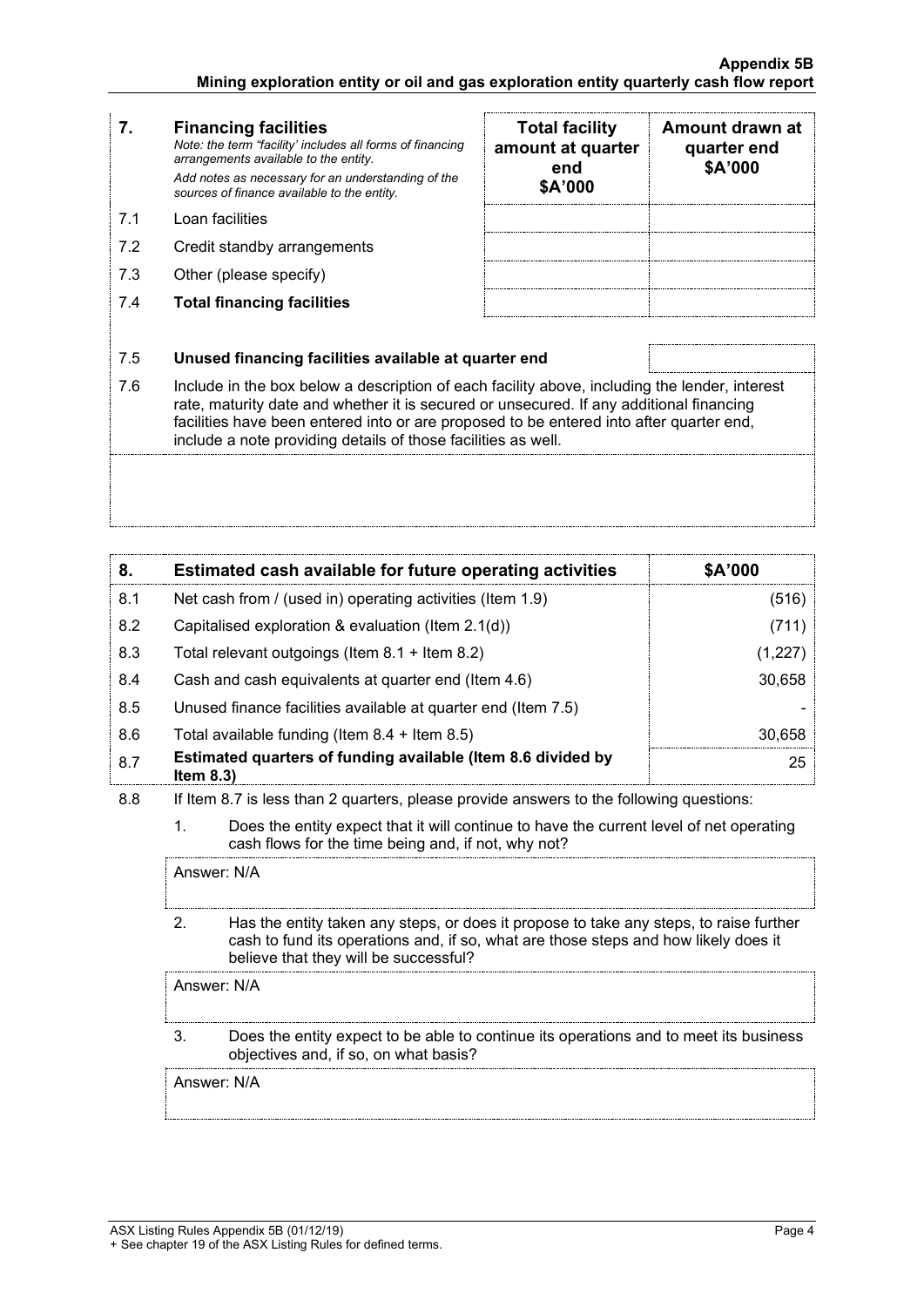| 7. | **Financing facilities**<br>*Note: the term "facility' includes all forms of financing arrangements available to the entity.*<br>*Add notes as necessary for an understanding of the sources of finance available to the entity.* | **Total facility amount at quarter end $A'000** | **Amount drawn at quarter end $A'000** |
|---|---|---|---|
| 7.1 | Loan facilities | | |
| 7.2 | Credit standby arrangements | | |
| 7.3 | Other (please specify) | | |
| 7.4 | **Total financing facilities** | | |

| | | |
|---|---|---|
| 7.5 | **Unused financing facilities available at quarter end** | |

7.6 Include in the box below a description of each facility above, including the lender, interest rate, maturity date and whether it is secured or unsecured. If any additional financing facilities have been entered into or are proposed to be entered into after quarter end, include a note providing details of those facilities as well.

| 8. | **Estimated cash available for future operating activities** | **$A'000** |
|---|---|---|
| 8.1 | Net cash from / (used in) operating activities (Item 1.9) | (516) |
| 8.2 | Capitalised exploration & evaluation (Item 2.1(d)) | (711) |
| 8.3 | Total relevant outgoings (Item 8.1 + Item 8.2) | (1,227) |
| 8.4 | Cash and cash equivalents at quarter end (Item 4.6) | 30,658 |
| 8.5 | Unused finance facilities available at quarter end (Item 7.5) | - |
| 8.6 | Total available funding (Item 8.4 + Item 8.5) | 30,658 |
| 8.7 | **Estimated quarters of funding available (Item 8.6 divided by Item 8.3)** | 25 |

8.8 If Item 8.7 is less than 2 quarters, please provide answers to the following questions:

1. Does the entity expect that it will continue to have the current level of net operating cash flows for the time being and, if not, why not?

Answer: N/A

2. Has the entity taken any steps, or does it propose to take any steps, to raise further cash to fund its operations and, if so, what are those steps and how likely does it believe that they will be successful?

Answer: N/A

3. Does the entity expect to be able to continue its operations and to meet its business objectives and, if so, on what basis?

Answer: N/A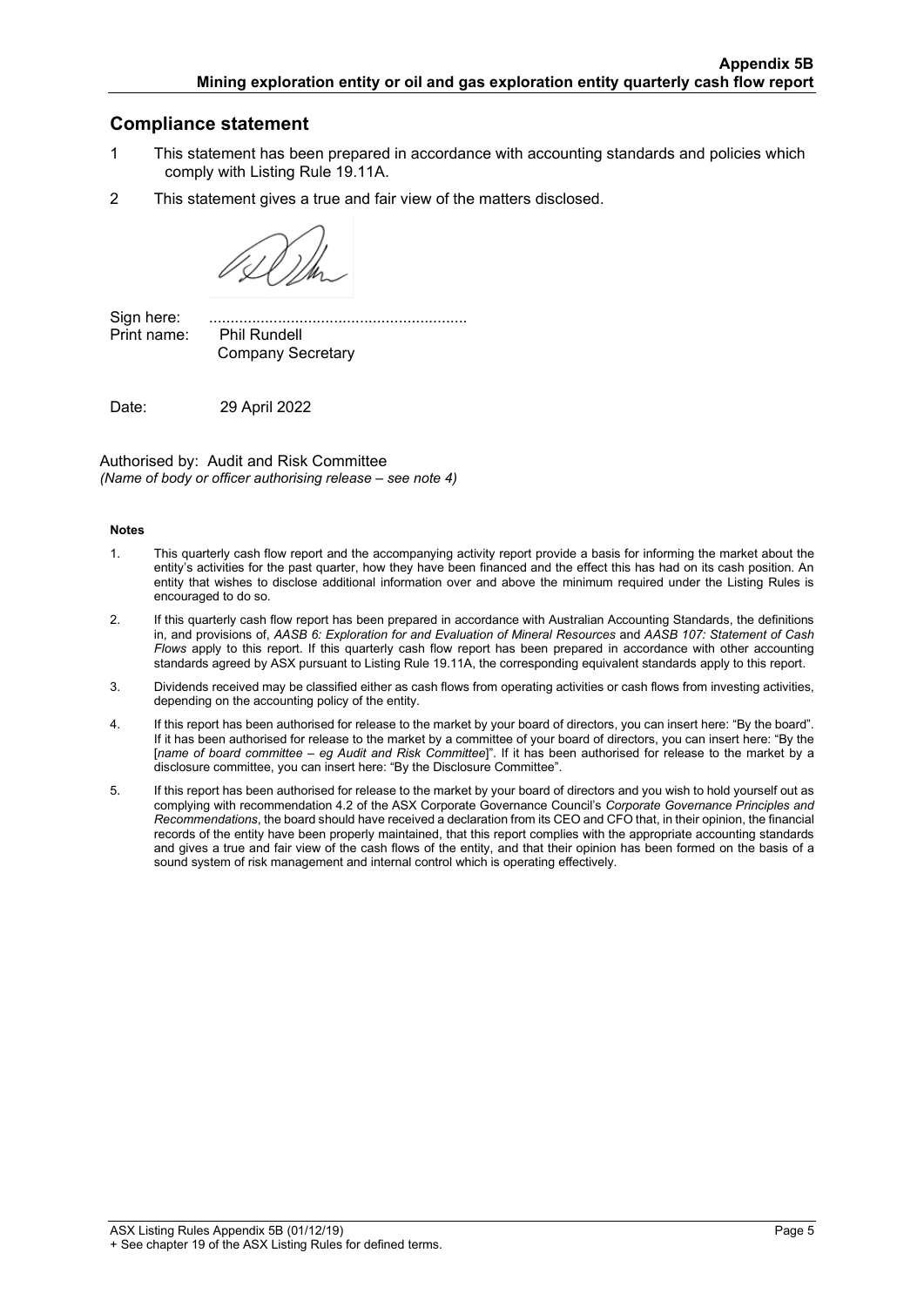## Compliance statement

1 This statement has been prepared in accordance with accounting standards and policies which comply with Listing Rule 19.11A.

2 This statement gives a true and fair view of the matters disclosed.

Sign here: ...........................................................

Print name: Phil Rundell

Company Secretary

Date: 29 April 2022

Authorised by: Audit and Risk Committee

*(Name of body or officer authorising release – see note 4)*

**Notes**

1. This quarterly cash flow report and the accompanying activity report provide a basis for informing the market about the entity's activities for the past quarter, how they have been financed and the effect this has had on its cash position. An entity that wishes to disclose additional information over and above the minimum required under the Listing Rules is encouraged to do so.

2. If this quarterly cash flow report has been prepared in accordance with Australian Accounting Standards, the definitions in, and provisions of, *AASB 6: Exploration for and Evaluation of Mineral Resources* and *AASB 107: Statement of Cash Flows* apply to this report. If this quarterly cash flow report has been prepared in accordance with other accounting standards agreed by ASX pursuant to Listing Rule 19.11A, the corresponding equivalent standards apply to this report.

3. Dividends received may be classified either as cash flows from operating activities or cash flows from investing activities, depending on the accounting policy of the entity.

4. If this report has been authorised for release to the market by your board of directors, you can insert here: "By the board". If it has been authorised for release to the market by a committee of your board of directors, you can insert here: "By the [*name of board committee – eg Audit and Risk Committee*]". If it has been authorised for release to the market by a disclosure committee, you can insert here: "By the Disclosure Committee".

5. If this report has been authorised for release to the market by your board of directors and you wish to hold yourself out as complying with recommendation 4.2 of the ASX Corporate Governance Council's *Corporate Governance Principles and Recommendations*, the board should have received a declaration from its CEO and CFO that, in their opinion, the financial records of the entity have been properly maintained, that this report complies with the appropriate accounting standards and gives a true and fair view of the cash flows of the entity, and that their opinion has been formed on the basis of a sound system of risk management and internal control which is operating effectively.